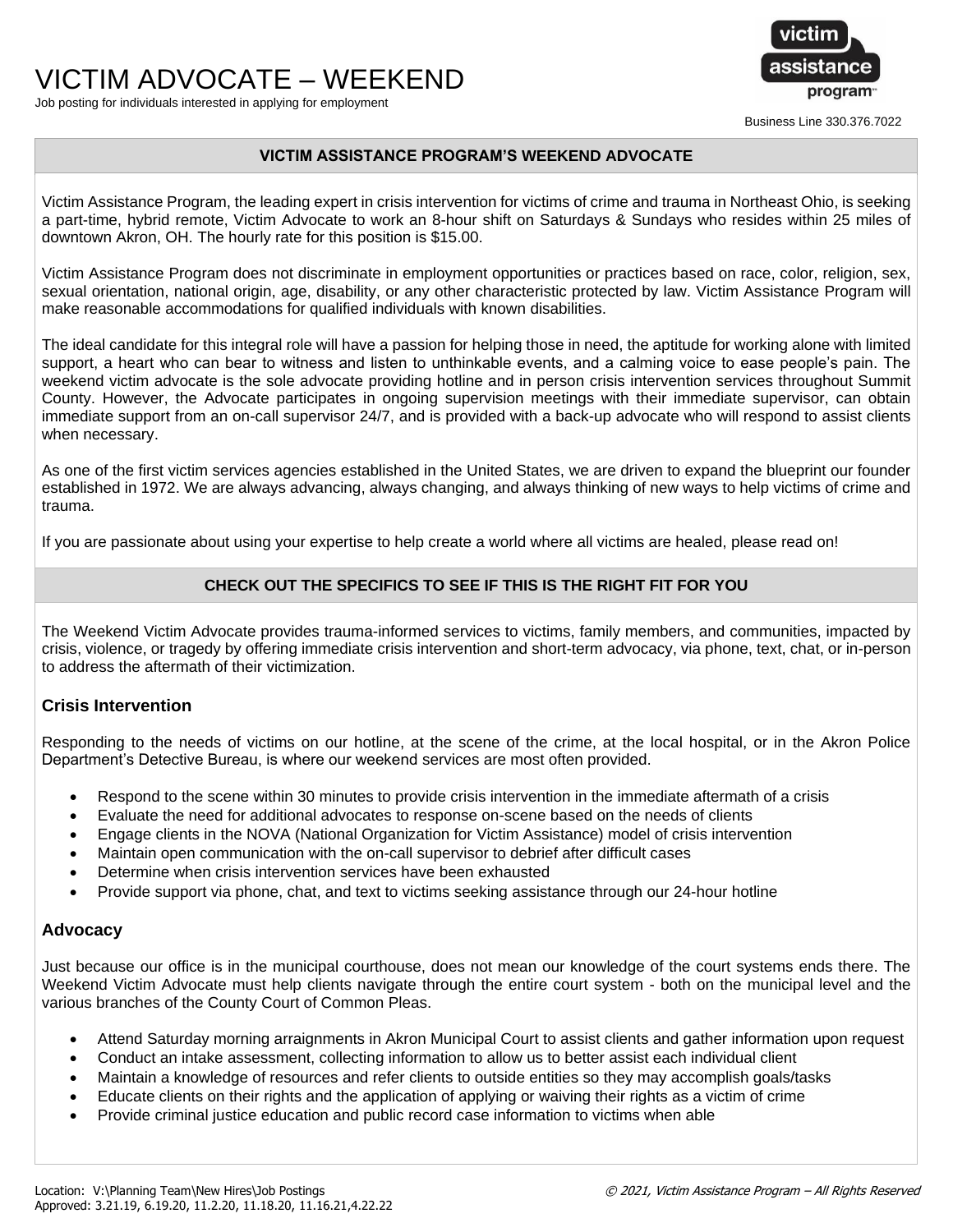# VICTIM ADVOCATE – WEEKEND

Job posting for individuals interested in applying for employment

Business Line 330.376.7022

## VICTIM ASSISTANCE PROGRAM'S WEEKEND ADVOCATE

Victim Assistance Program, the leading expert in crisis intervention for victims of crime and trauma in Northeast Ohio, is seeking a part-time, hybrid remote, Victim Advocate to work an 8-hour shift on Saturdays & Sundays who resides within 25 miles of downtown Akron, OH. The hourly rate for this position is $15.00.

Victim Assistance Program does not discriminate in employment opportunities or practices based on race, color, religion, sex, sexual orientation, national origin, age, disability, or any other characteristic protected by law. Victim Assistance Program will make reasonable accommodations for qualified individuals with known disabilities.

The ideal candidate for this integral role will have a passion for helping those in need, the aptitude for working alone with limited support, a heart who can bear to witness and listen to unthinkable events, and a calming voice to ease people's pain. The weekend victim advocate is the sole advocate providing hotline and in person crisis intervention services throughout Summit County. However, the Advocate participates in ongoing supervision meetings with their immediate supervisor, can obtain immediate support from an on-call supervisor 24/7, and is provided with a back-up advocate who will respond to assist clients when necessary.

As one of the first victim services agencies established in the United States, we are driven to expand the blueprint our founder established in 1972. We are always advancing, always changing, and always thinking of new ways to help victims of crime and trauma.

If you are passionate about using your expertise to help create a world where all victims are healed, please read on!

## CHECK OUT THE SPECIFICS TO SEE IF THIS IS THE RIGHT FIT FOR YOU

The Weekend Victim Advocate provides trauma-informed services to victims, family members, and communities, impacted by crisis, violence, or tragedy by offering immediate crisis intervention and short-term advocacy, via phone, text, chat, or in-person to address the aftermath of their victimization.

### Crisis Intervention

Responding to the needs of victims on our hotline, at the scene of the crime, at the local hospital, or in the Akron Police Department's Detective Bureau, is where our weekend services are most often provided.

- Respond to the scene within 30 minutes to provide crisis intervention in the immediate aftermath of a crisis
- Evaluate the need for additional advocates to response on-scene based on the needs of clients
- Engage clients in the NOVA (National Organization for Victim Assistance) model of crisis intervention
- Maintain open communication with the on-call supervisor to debrief after difficult cases
- Determine when crisis intervention services have been exhausted
- Provide support via phone, chat, and text to victims seeking assistance through our 24-hour hotline

### Advocacy

Just because our office is in the municipal courthouse, does not mean our knowledge of the court systems ends there. The Weekend Victim Advocate must help clients navigate through the entire court system - both on the municipal level and the various branches of the County Court of Common Pleas.

- Attend Saturday morning arraignments in Akron Municipal Court to assist clients and gather information upon request
- Conduct an intake assessment, collecting information to allow us to better assist each individual client
- Maintain a knowledge of resources and refer clients to outside entities so they may accomplish goals/tasks
- Educate clients on their rights and the application of applying or waiving their rights as a victim of crime
- Provide criminal justice education and public record case information to victims when able

Location: V:\Planning Team\New Hires\Job Postings
Approved: 3.21.19, 6.19.20, 11.2.20, 11.18.20, 11.16.21,4.22.22

*© 2021, Victim Assistance Program – All Rights Reserved*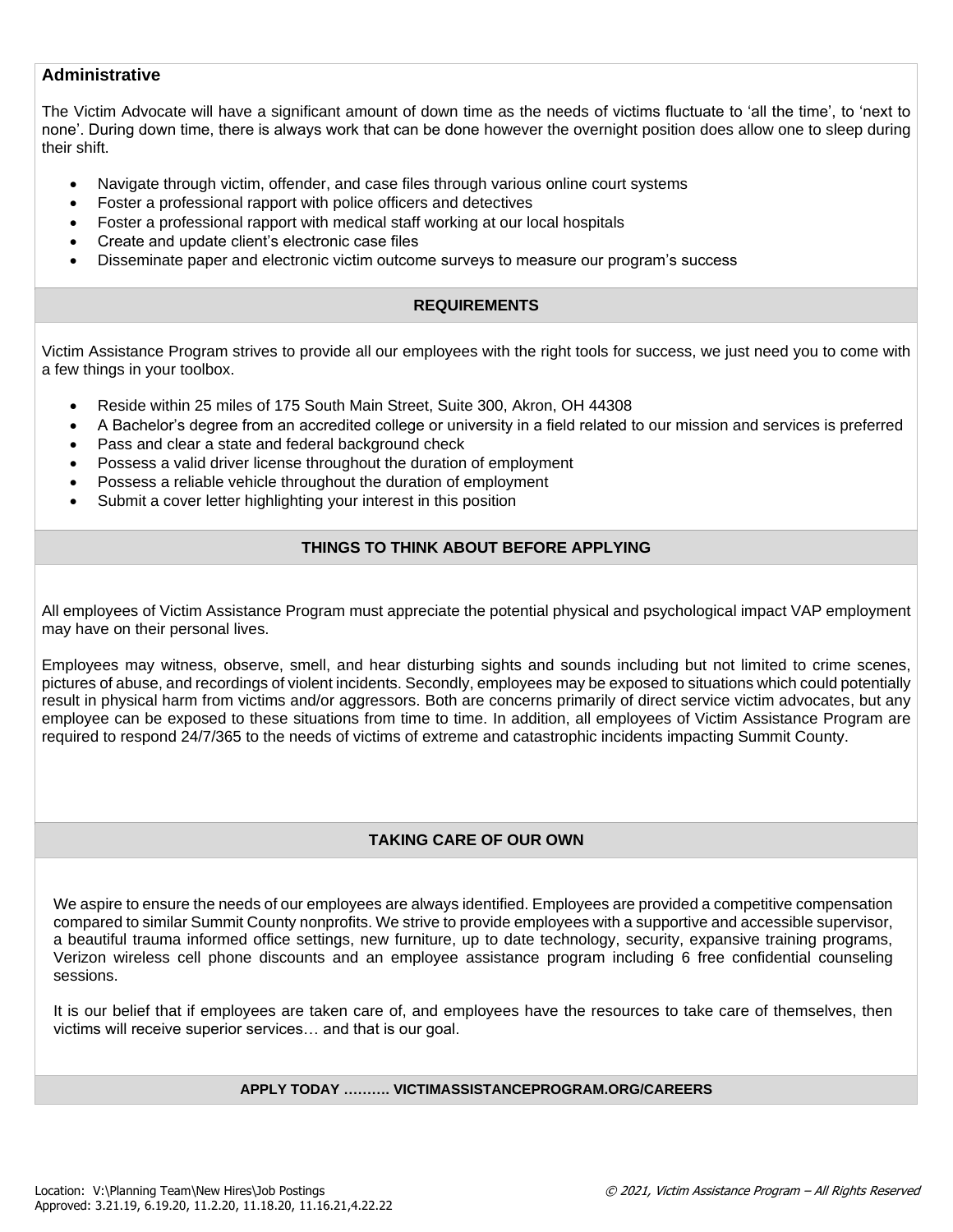### Administrative

The Victim Advocate will have a significant amount of down time as the needs of victims fluctuate to 'all the time', to 'next to none'. During down time, there is always work that can be done however the overnight position does allow one to sleep during their shift.

- Navigate through victim, offender, and case files through various online court systems
- Foster a professional rapport with police officers and detectives
- Foster a professional rapport with medical staff working at our local hospitals
- Create and update client's electronic case files
- Disseminate paper and electronic victim outcome surveys to measure our program's success

## REQUIREMENTS

Victim Assistance Program strives to provide all our employees with the right tools for success, we just need you to come with a few things in your toolbox.

- Reside within 25 miles of 175 South Main Street, Suite 300, Akron, OH 44308
- A Bachelor's degree from an accredited college or university in a field related to our mission and services is preferred
- Pass and clear a state and federal background check
- Possess a valid driver license throughout the duration of employment
- Possess a reliable vehicle throughout the duration of employment
- Submit a cover letter highlighting your interest in this position

## THINGS TO THINK ABOUT BEFORE APPLYING

All employees of Victim Assistance Program must appreciate the potential physical and psychological impact VAP employment may have on their personal lives.

Employees may witness, observe, smell, and hear disturbing sights and sounds including but not limited to crime scenes, pictures of abuse, and recordings of violent incidents. Secondly, employees may be exposed to situations which could potentially result in physical harm from victims and/or aggressors. Both are concerns primarily of direct service victim advocates, but any employee can be exposed to these situations from time to time. In addition, all employees of Victim Assistance Program are required to respond 24/7/365 to the needs of victims of extreme and catastrophic incidents impacting Summit County.

## TAKING CARE OF OUR OWN

We aspire to ensure the needs of our employees are always identified. Employees are provided a competitive compensation compared to similar Summit County nonprofits. We strive to provide employees with a supportive and accessible supervisor, a beautiful trauma informed office settings, new furniture, up to date technology, security, expansive training programs, Verizon wireless cell phone discounts and an employee assistance program including 6 free confidential counseling sessions.

It is our belief that if employees are taken care of, and employees have the resources to take care of themselves, then victims will receive superior services… and that is our goal.

**APPLY TODAY ………. VICTIMASSISTANCEPROGRAM.ORG/CAREERS**

Location: V:\Planning Team\New Hires\Job Postings
Approved: 3.21.19, 6.19.20, 11.2.20, 11.18.20, 11.16.21,4.22.22

*© 2021, Victim Assistance Program – All Rights Reserved*